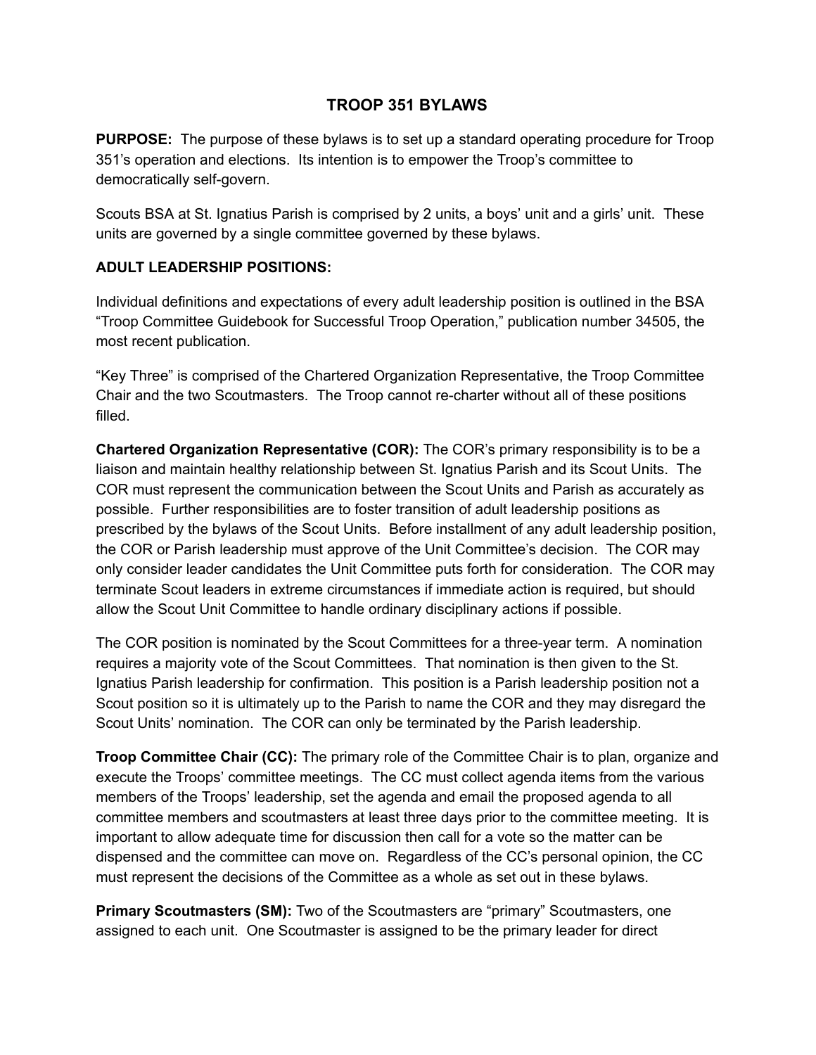# TROOP 351 BYLAWS

**PURPOSE:** The purpose of these bylaws is to set up a standard operating procedure for Troop 351's operation and elections. Its intention is to empower the Troop's committee to democratically self-govern.

Scouts BSA at St. Ignatius Parish is comprised by 2 units, a boys' unit and a girls' unit. These units are governed by a single committee governed by these bylaws.

## ADULT LEADERSHIP POSITIONS:

Individual definitions and expectations of every adult leadership position is outlined in the BSA "Troop Committee Guidebook for Successful Troop Operation," publication number 34505, the most recent publication.

"Key Three" is comprised of the Chartered Organization Representative, the Troop Committee Chair and the two Scoutmasters. The Troop cannot re-charter without all of these positions filled.

**Chartered Organization Representative (COR):** The COR's primary responsibility is to be a liaison and maintain healthy relationship between St. Ignatius Parish and its Scout Units. The COR must represent the communication between the Scout Units and Parish as accurately as possible. Further responsibilities are to foster transition of adult leadership positions as prescribed by the bylaws of the Scout Units. Before installment of any adult leadership position, the COR or Parish leadership must approve of the Unit Committee's decision. The COR may only consider leader candidates the Unit Committee puts forth for consideration. The COR may terminate Scout leaders in extreme circumstances if immediate action is required, but should allow the Scout Unit Committee to handle ordinary disciplinary actions if possible.

The COR position is nominated by the Scout Committees for a three-year term. A nomination requires a majority vote of the Scout Committees. That nomination is then given to the St. Ignatius Parish leadership for confirmation. This position is a Parish leadership position not a Scout position so it is ultimately up to the Parish to name the COR and they may disregard the Scout Units' nomination. The COR can only be terminated by the Parish leadership.

**Troop Committee Chair (CC):** The primary role of the Committee Chair is to plan, organize and execute the Troops' committee meetings. The CC must collect agenda items from the various members of the Troops' leadership, set the agenda and email the proposed agenda to all committee members and scoutmasters at least three days prior to the committee meeting. It is important to allow adequate time for discussion then call for a vote so the matter can be dispensed and the committee can move on. Regardless of the CC's personal opinion, the CC must represent the decisions of the Committee as a whole as set out in these bylaws.

**Primary Scoutmasters (SM):** Two of the Scoutmasters are "primary" Scoutmasters, one assigned to each unit. One Scoutmaster is assigned to be the primary leader for direct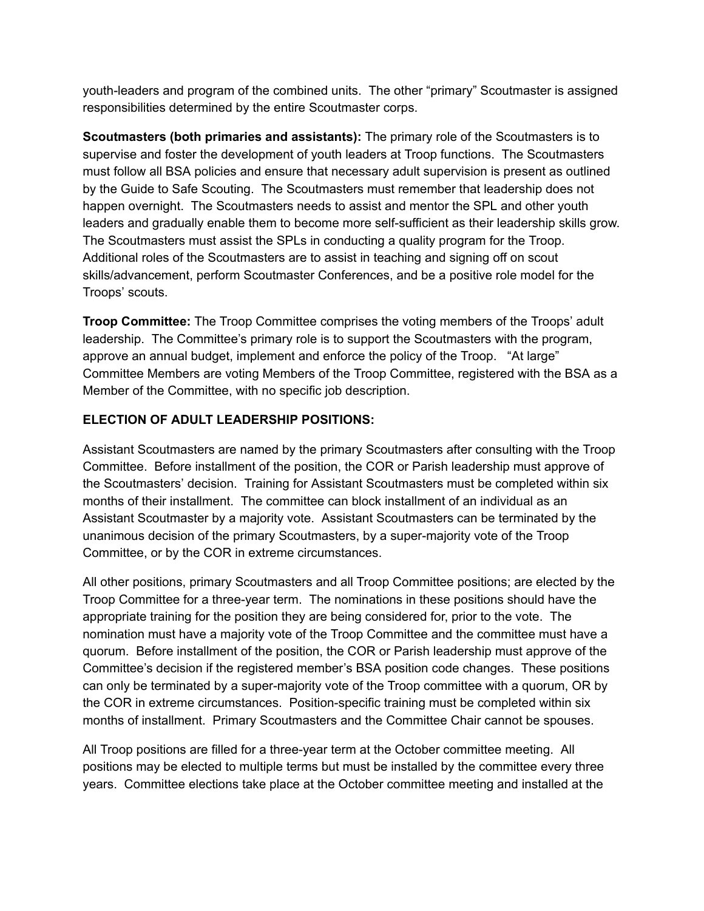youth-leaders and program of the combined units. The other "primary" Scoutmaster is assigned responsibilities determined by the entire Scoutmaster corps.

**Scoutmasters (both primaries and assistants):** The primary role of the Scoutmasters is to supervise and foster the development of youth leaders at Troop functions. The Scoutmasters must follow all BSA policies and ensure that necessary adult supervision is present as outlined by the Guide to Safe Scouting. The Scoutmasters must remember that leadership does not happen overnight. The Scoutmasters needs to assist and mentor the SPL and other youth leaders and gradually enable them to become more self-sufficient as their leadership skills grow. The Scoutmasters must assist the SPLs in conducting a quality program for the Troop. Additional roles of the Scoutmasters are to assist in teaching and signing off on scout skills/advancement, perform Scoutmaster Conferences, and be a positive role model for the Troops' scouts.

**Troop Committee:** The Troop Committee comprises the voting members of the Troops' adult leadership. The Committee's primary role is to support the Scoutmasters with the program, approve an annual budget, implement and enforce the policy of the Troop. "At large" Committee Members are voting Members of the Troop Committee, registered with the BSA as a Member of the Committee, with no specific job description.

**ELECTION OF ADULT LEADERSHIP POSITIONS:**

Assistant Scoutmasters are named by the primary Scoutmasters after consulting with the Troop Committee. Before installment of the position, the COR or Parish leadership must approve of the Scoutmasters' decision. Training for Assistant Scoutmasters must be completed within six months of their installment. The committee can block installment of an individual as an Assistant Scoutmaster by a majority vote. Assistant Scoutmasters can be terminated by the unanimous decision of the primary Scoutmasters, by a super-majority vote of the Troop Committee, or by the COR in extreme circumstances.

All other positions, primary Scoutmasters and all Troop Committee positions; are elected by the Troop Committee for a three-year term. The nominations in these positions should have the appropriate training for the position they are being considered for, prior to the vote. The nomination must have a majority vote of the Troop Committee and the committee must have a quorum. Before installment of the position, the COR or Parish leadership must approve of the Committee's decision if the registered member's BSA position code changes. These positions can only be terminated by a super-majority vote of the Troop committee with a quorum, OR by the COR in extreme circumstances. Position-specific training must be completed within six months of installment. Primary Scoutmasters and the Committee Chair cannot be spouses.

All Troop positions are filled for a three-year term at the October committee meeting. All positions may be elected to multiple terms but must be installed by the committee every three years. Committee elections take place at the October committee meeting and installed at the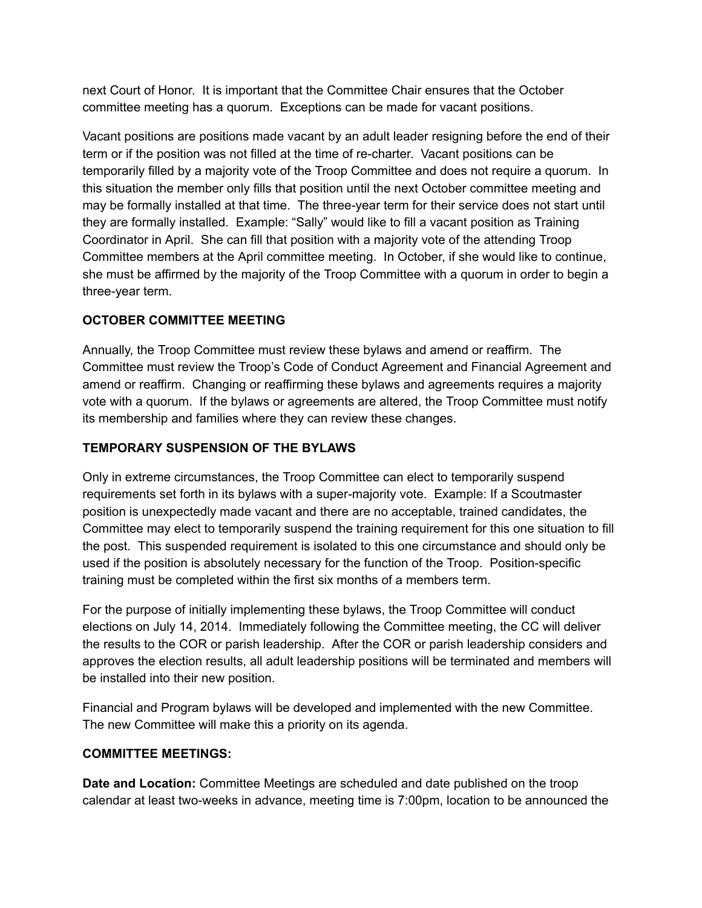next Court of Honor. It is important that the Committee Chair ensures that the October committee meeting has a quorum. Exceptions can be made for vacant positions.

Vacant positions are positions made vacant by an adult leader resigning before the end of their term or if the position was not filled at the time of re-charter. Vacant positions can be temporarily filled by a majority vote of the Troop Committee and does not require a quorum. In this situation the member only fills that position until the next October committee meeting and may be formally installed at that time. The three-year term for their service does not start until they are formally installed. Example: “Sally” would like to fill a vacant position as Training Coordinator in April. She can fill that position with a majority vote of the attending Troop Committee members at the April committee meeting. In October, if she would like to continue, she must be affirmed by the majority of the Troop Committee with a quorum in order to begin a three-year term.

**OCTOBER COMMITTEE MEETING**

Annually, the Troop Committee must review these bylaws and amend or reaffirm. The Committee must review the Troop’s Code of Conduct Agreement and Financial Agreement and amend or reaffirm. Changing or reaffirming these bylaws and agreements requires a majority vote with a quorum. If the bylaws or agreements are altered, the Troop Committee must notify its membership and families where they can review these changes.

**TEMPORARY SUSPENSION OF THE BYLAWS**

Only in extreme circumstances, the Troop Committee can elect to temporarily suspend requirements set forth in its bylaws with a super-majority vote. Example: If a Scoutmaster position is unexpectedly made vacant and there are no acceptable, trained candidates, the Committee may elect to temporarily suspend the training requirement for this one situation to fill the post. This suspended requirement is isolated to this one circumstance and should only be used if the position is absolutely necessary for the function of the Troop. Position-specific training must be completed within the first six months of a members term.

For the purpose of initially implementing these bylaws, the Troop Committee will conduct elections on July 14, 2014. Immediately following the Committee meeting, the CC will deliver the results to the COR or parish leadership. After the COR or parish leadership considers and approves the election results, all adult leadership positions will be terminated and members will be installed into their new position.

Financial and Program bylaws will be developed and implemented with the new Committee. The new Committee will make this a priority on its agenda.

**COMMITTEE MEETINGS:**

**Date and Location:** Committee Meetings are scheduled and date published on the troop calendar at least two-weeks in advance, meeting time is 7:00pm, location to be announced the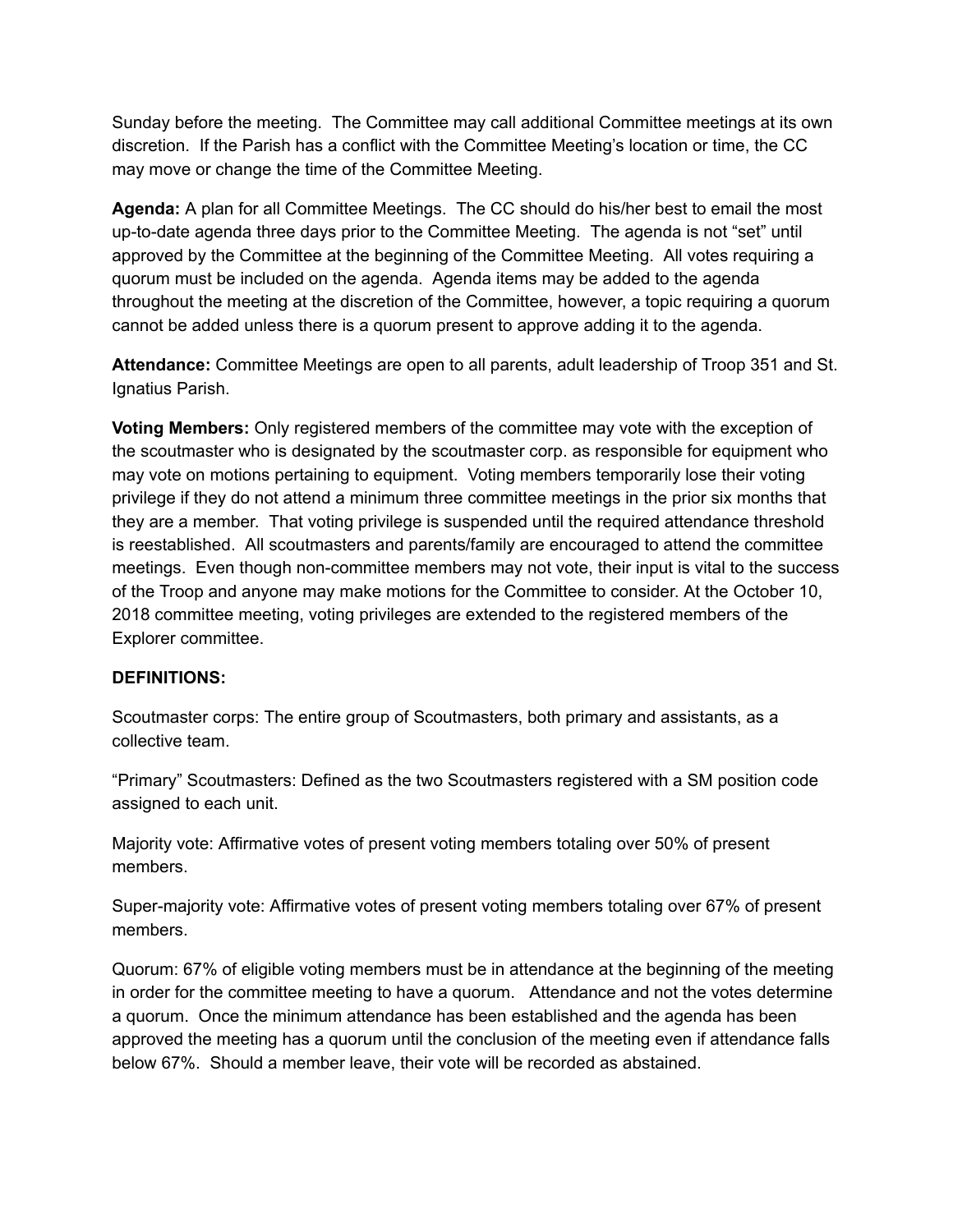Sunday before the meeting. The Committee may call additional Committee meetings at its own discretion. If the Parish has a conflict with the Committee Meeting's location or time, the CC may move or change the time of the Committee Meeting.

**Agenda:** A plan for all Committee Meetings. The CC should do his/her best to email the most up-to-date agenda three days prior to the Committee Meeting. The agenda is not "set" until approved by the Committee at the beginning of the Committee Meeting. All votes requiring a quorum must be included on the agenda. Agenda items may be added to the agenda throughout the meeting at the discretion of the Committee, however, a topic requiring a quorum cannot be added unless there is a quorum present to approve adding it to the agenda.

**Attendance:** Committee Meetings are open to all parents, adult leadership of Troop 351 and St. Ignatius Parish.

**Voting Members:** Only registered members of the committee may vote with the exception of the scoutmaster who is designated by the scoutmaster corp. as responsible for equipment who may vote on motions pertaining to equipment. Voting members temporarily lose their voting privilege if they do not attend a minimum three committee meetings in the prior six months that they are a member. That voting privilege is suspended until the required attendance threshold is reestablished. All scoutmasters and parents/family are encouraged to attend the committee meetings. Even though non-committee members may not vote, their input is vital to the success of the Troop and anyone may make motions for the Committee to consider. At the October 10, 2018 committee meeting, voting privileges are extended to the registered members of the Explorer committee.

**DEFINITIONS:**

Scoutmaster corps: The entire group of Scoutmasters, both primary and assistants, as a collective team.

"Primary" Scoutmasters: Defined as the two Scoutmasters registered with a SM position code assigned to each unit.

Majority vote: Affirmative votes of present voting members totaling over 50% of present members.

Super-majority vote: Affirmative votes of present voting members totaling over 67% of present members.

Quorum: 67% of eligible voting members must be in attendance at the beginning of the meeting in order for the committee meeting to have a quorum. Attendance and not the votes determine a quorum. Once the minimum attendance has been established and the agenda has been approved the meeting has a quorum until the conclusion of the meeting even if attendance falls below 67%. Should a member leave, their vote will be recorded as abstained.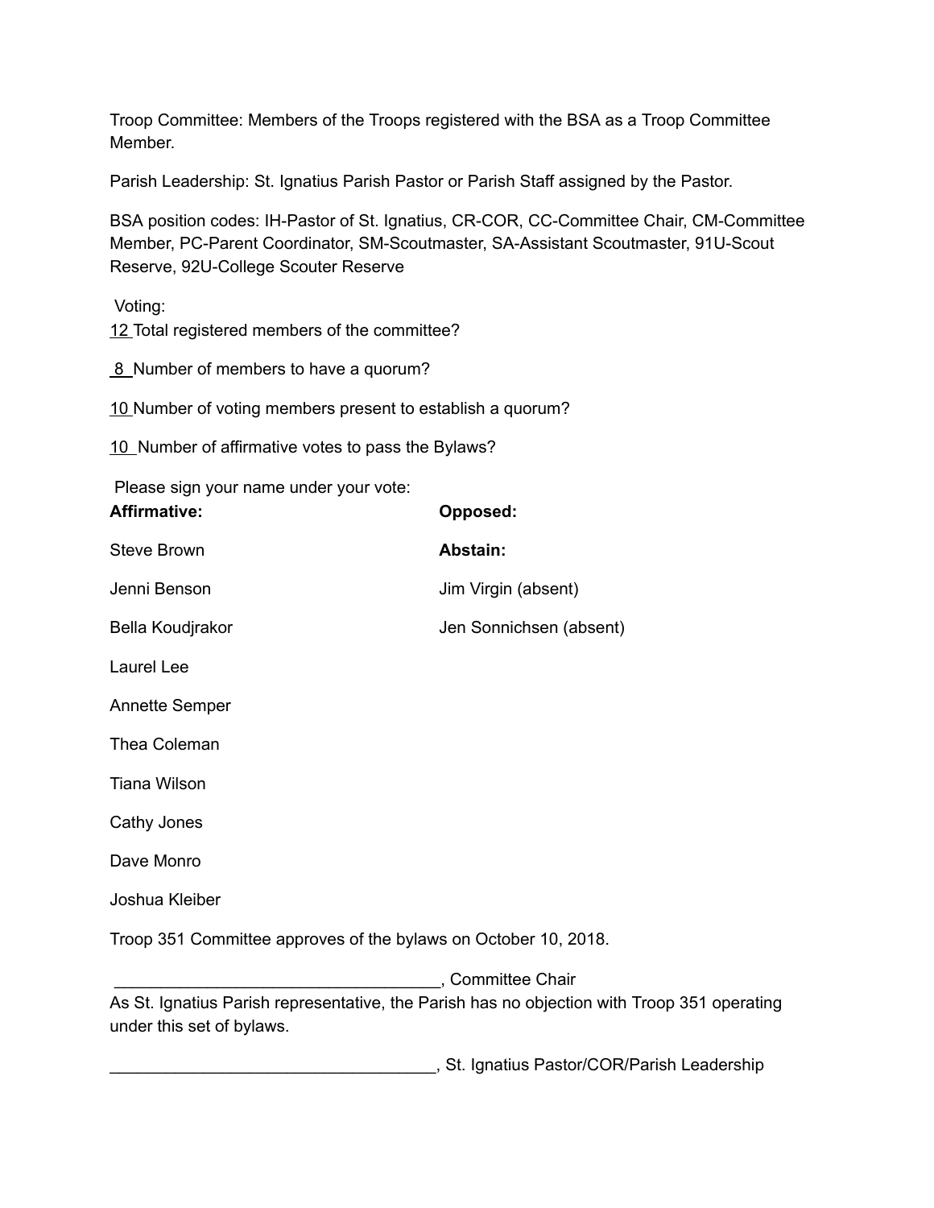Troop Committee: Members of the Troops registered with the BSA as a Troop Committee Member.

Parish Leadership: St. Ignatius Parish Pastor or Parish Staff assigned by the Pastor.

BSA position codes: IH-Pastor of St. Ignatius, CR-COR, CC-Committee Chair, CM-Committee Member, PC-Parent Coordinator, SM-Scoutmaster, SA-Assistant Scoutmaster, 91U-Scout Reserve, 92U-College Scouter Reserve

Voting:

12 Total registered members of the committee?

8 Number of members to have a quorum?

10 Number of voting members present to establish a quorum?

10 Number of affirmative votes to pass the Bylaws?

Please sign your name under your vote:

| **Affirmative:** | **Opposed:** |
|---|---|
| Steve Brown | **Abstain:** |
| Jenni Benson | Jim Virgin (absent) |
| Bella Koudjrakor | Jen Sonnichsen (absent) |
| Laurel Lee | |
| Annette Semper | |
| Thea Coleman | |
| Tiana Wilson | |
| Cathy Jones | |
| Dave Monro | |
| Joshua Kleiber | |

Troop 351 Committee approves of the bylaws on October 10, 2018.

___________________________________, Committee Chair

As St. Ignatius Parish representative, the Parish has no objection with Troop 351 operating under this set of bylaws.

___________________________________, St. Ignatius Pastor/COR/Parish Leadership